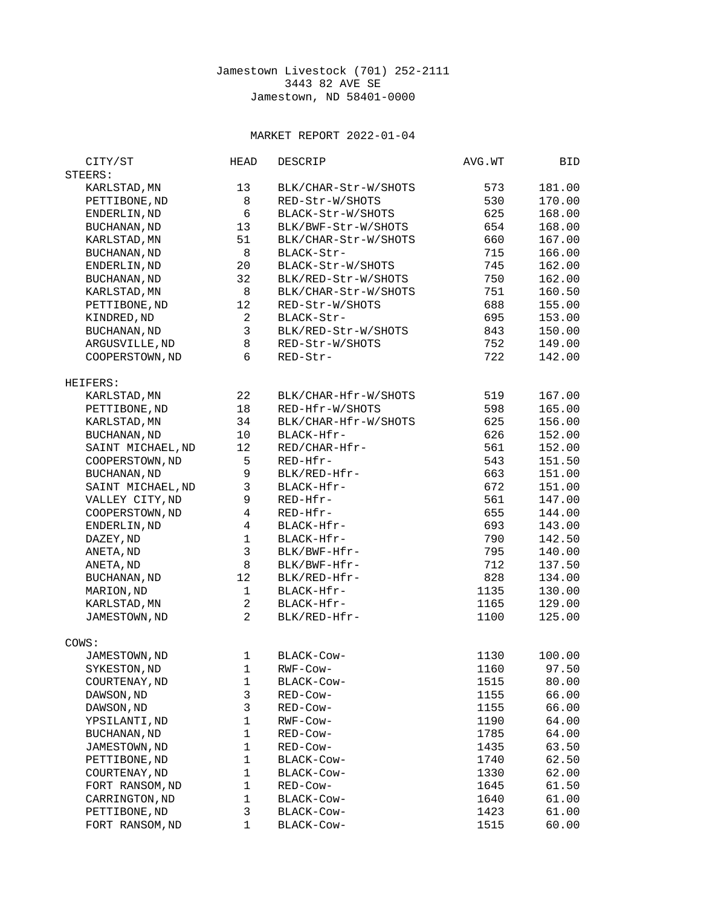Jamestown Livestock (701) 252-2111
3443 82 AVE SE
Jamestown, ND 58401-0000

MARKET REPORT 2022-01-04

| CITY/ST | HEAD | DESCRIP | AVG.WT | BID |
|---|---|---|---|---|
| STEERS: | | | | |
| KARLSTAD,MN | 13 | BLK/CHAR-Str-W/SHOTS | 573 | 181.00 |
| PETTIBONE,ND | 8 | RED-Str-W/SHOTS | 530 | 170.00 |
| ENDERLIN,ND | 6 | BLACK-Str-W/SHOTS | 625 | 168.00 |
| BUCHANAN,ND | 13 | BLK/BWF-Str-W/SHOTS | 654 | 168.00 |
| KARLSTAD,MN | 51 | BLK/CHAR-Str-W/SHOTS | 660 | 167.00 |
| BUCHANAN,ND | 8 | BLACK-Str- | 715 | 166.00 |
| ENDERLIN,ND | 20 | BLACK-Str-W/SHOTS | 745 | 162.00 |
| BUCHANAN,ND | 32 | BLK/RED-Str-W/SHOTS | 750 | 162.00 |
| KARLSTAD,MN | 8 | BLK/CHAR-Str-W/SHOTS | 751 | 160.50 |
| PETTIBONE,ND | 12 | RED-Str-W/SHOTS | 688 | 155.00 |
| KINDRED,ND | 2 | BLACK-Str- | 695 | 153.00 |
| BUCHANAN,ND | 3 | BLK/RED-Str-W/SHOTS | 843 | 150.00 |
| ARGUSVILLE,ND | 8 | RED-Str-W/SHOTS | 752 | 149.00 |
| COOPERSTOWN,ND | 6 | RED-Str- | 722 | 142.00 |
| HEIFERS: | | | | |
| KARLSTAD,MN | 22 | BLK/CHAR-Hfr-W/SHOTS | 519 | 167.00 |
| PETTIBONE,ND | 18 | RED-Hfr-W/SHOTS | 598 | 165.00 |
| KARLSTAD,MN | 34 | BLK/CHAR-Hfr-W/SHOTS | 625 | 156.00 |
| BUCHANAN,ND | 10 | BLACK-Hfr- | 626 | 152.00 |
| SAINT MICHAEL,ND | 12 | RED/CHAR-Hfr- | 561 | 152.00 |
| COOPERSTOWN,ND | 5 | RED-Hfr- | 543 | 151.50 |
| BUCHANAN,ND | 9 | BLK/RED-Hfr- | 663 | 151.00 |
| SAINT MICHAEL,ND | 3 | BLACK-Hfr- | 672 | 151.00 |
| VALLEY CITY,ND | 9 | RED-Hfr- | 561 | 147.00 |
| COOPERSTOWN,ND | 4 | RED-Hfr- | 655 | 144.00 |
| ENDERLIN,ND | 4 | BLACK-Hfr- | 693 | 143.00 |
| DAZEY,ND | 1 | BLACK-Hfr- | 790 | 142.50 |
| ANETA,ND | 3 | BLK/BWF-Hfr- | 795 | 140.00 |
| ANETA,ND | 8 | BLK/BWF-Hfr- | 712 | 137.50 |
| BUCHANAN,ND | 12 | BLK/RED-Hfr- | 828 | 134.00 |
| MARION,ND | 1 | BLACK-Hfr- | 1135 | 130.00 |
| KARLSTAD,MN | 2 | BLACK-Hfr- | 1165 | 129.00 |
| JAMESTOWN,ND | 2 | BLK/RED-Hfr- | 1100 | 125.00 |
| COWS: | | | | |
| JAMESTOWN,ND | 1 | BLACK-Cow- | 1130 | 100.00 |
| SYKESTON,ND | 1 | RWF-Cow- | 1160 | 97.50 |
| COURTENAY,ND | 1 | BLACK-Cow- | 1515 | 80.00 |
| DAWSON,ND | 3 | RED-Cow- | 1155 | 66.00 |
| DAWSON,ND | 3 | RED-Cow- | 1155 | 66.00 |
| YPSILANTI,ND | 1 | RWF-Cow- | 1190 | 64.00 |
| BUCHANAN,ND | 1 | RED-Cow- | 1785 | 64.00 |
| JAMESTOWN,ND | 1 | RED-Cow- | 1435 | 63.50 |
| PETTIBONE,ND | 1 | BLACK-Cow- | 1740 | 62.50 |
| COURTENAY,ND | 1 | BLACK-Cow- | 1330 | 62.00 |
| FORT RANSOM,ND | 1 | RED-Cow- | 1645 | 61.50 |
| CARRINGTON,ND | 1 | BLACK-Cow- | 1640 | 61.00 |
| PETTIBONE,ND | 3 | BLACK-Cow- | 1423 | 61.00 |
| FORT RANSOM,ND | 1 | BLACK-Cow- | 1515 | 60.00 |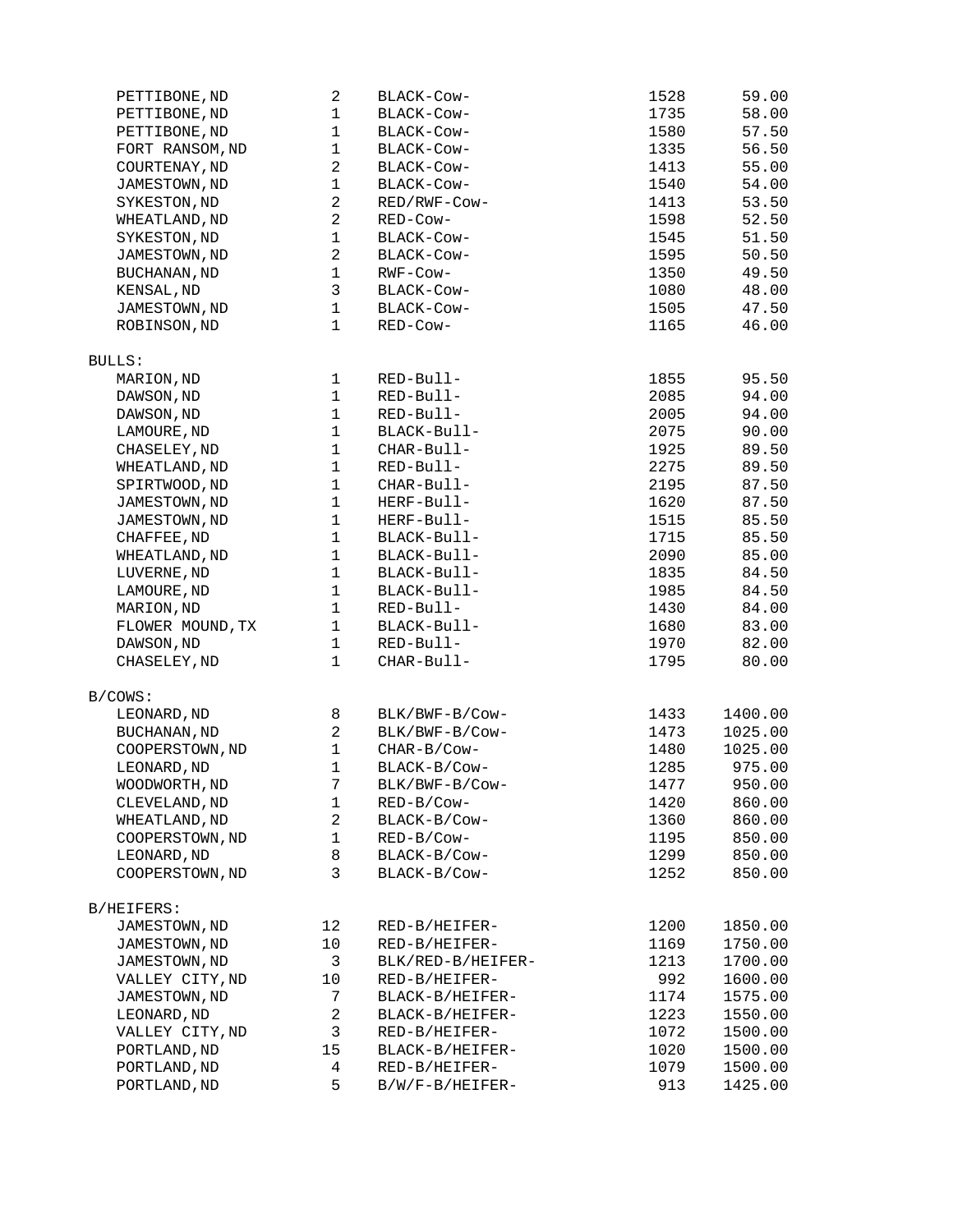| | | | | |
|---|---|---|---|---|
| PETTIBONE,ND | 2 | BLACK-Cow- | 1528 | 59.00 |
| PETTIBONE,ND | 1 | BLACK-Cow- | 1735 | 58.00 |
| PETTIBONE,ND | 1 | BLACK-Cow- | 1580 | 57.50 |
| FORT RANSOM,ND | 1 | BLACK-Cow- | 1335 | 56.50 |
| COURTENAY,ND | 2 | BLACK-Cow- | 1413 | 55.00 |
| JAMESTOWN,ND | 1 | BLACK-Cow- | 1540 | 54.00 |
| SYKESTON,ND | 2 | RED/RWF-Cow- | 1413 | 53.50 |
| WHEATLAND,ND | 2 | RED-Cow- | 1598 | 52.50 |
| SYKESTON,ND | 1 | BLACK-Cow- | 1545 | 51.50 |
| JAMESTOWN,ND | 2 | BLACK-Cow- | 1595 | 50.50 |
| BUCHANAN,ND | 1 | RWF-Cow- | 1350 | 49.50 |
| KENSAL,ND | 3 | BLACK-Cow- | 1080 | 48.00 |
| JAMESTOWN,ND | 1 | BLACK-Cow- | 1505 | 47.50 |
| ROBINSON,ND | 1 | RED-Cow- | 1165 | 46.00 |

BULLS:

| | | | | |
|---|---|---|---|---|
| MARION,ND | 1 | RED-Bull- | 1855 | 95.50 |
| DAWSON,ND | 1 | RED-Bull- | 2085 | 94.00 |
| DAWSON,ND | 1 | RED-Bull- | 2005 | 94.00 |
| LAMOURE,ND | 1 | BLACK-Bull- | 2075 | 90.00 |
| CHASELEY,ND | 1 | CHAR-Bull- | 1925 | 89.50 |
| WHEATLAND,ND | 1 | RED-Bull- | 2275 | 89.50 |
| SPIRTWOOD,ND | 1 | CHAR-Bull- | 2195 | 87.50 |
| JAMESTOWN,ND | 1 | HERF-Bull- | 1620 | 87.50 |
| JAMESTOWN,ND | 1 | HERF-Bull- | 1515 | 85.50 |
| CHAFFEE,ND | 1 | BLACK-Bull- | 1715 | 85.50 |
| WHEATLAND,ND | 1 | BLACK-Bull- | 2090 | 85.00 |
| LUVERNE,ND | 1 | BLACK-Bull- | 1835 | 84.50 |
| LAMOURE,ND | 1 | BLACK-Bull- | 1985 | 84.50 |
| MARION,ND | 1 | RED-Bull- | 1430 | 84.00 |
| FLOWER MOUND,TX | 1 | BLACK-Bull- | 1680 | 83.00 |
| DAWSON,ND | 1 | RED-Bull- | 1970 | 82.00 |
| CHASELEY,ND | 1 | CHAR-Bull- | 1795 | 80.00 |

B/COWS:

| | | | | |
|---|---|---|---|---|
| LEONARD,ND | 8 | BLK/BWF-B/Cow- | 1433 | 1400.00 |
| BUCHANAN,ND | 2 | BLK/BWF-B/Cow- | 1473 | 1025.00 |
| COOPERSTOWN,ND | 1 | CHAR-B/Cow- | 1480 | 1025.00 |
| LEONARD,ND | 1 | BLACK-B/Cow- | 1285 | 975.00 |
| WOODWORTH,ND | 7 | BLK/BWF-B/Cow- | 1477 | 950.00 |
| CLEVELAND,ND | 1 | RED-B/Cow- | 1420 | 860.00 |
| WHEATLAND,ND | 2 | BLACK-B/Cow- | 1360 | 860.00 |
| COOPERSTOWN,ND | 1 | RED-B/Cow- | 1195 | 850.00 |
| LEONARD,ND | 8 | BLACK-B/Cow- | 1299 | 850.00 |
| COOPERSTOWN,ND | 3 | BLACK-B/Cow- | 1252 | 850.00 |

B/HEIFERS:

| | | | | |
|---|---|---|---|---|
| JAMESTOWN,ND | 12 | RED-B/HEIFER- | 1200 | 1850.00 |
| JAMESTOWN,ND | 10 | RED-B/HEIFER- | 1169 | 1750.00 |
| JAMESTOWN,ND | 3 | BLK/RED-B/HEIFER- | 1213 | 1700.00 |
| VALLEY CITY,ND | 10 | RED-B/HEIFER- | 992 | 1600.00 |
| JAMESTOWN,ND | 7 | BLACK-B/HEIFER- | 1174 | 1575.00 |
| LEONARD,ND | 2 | BLACK-B/HEIFER- | 1223 | 1550.00 |
| VALLEY CITY,ND | 3 | RED-B/HEIFER- | 1072 | 1500.00 |
| PORTLAND,ND | 15 | BLACK-B/HEIFER- | 1020 | 1500.00 |
| PORTLAND,ND | 4 | RED-B/HEIFER- | 1079 | 1500.00 |
| PORTLAND,ND | 5 | B/W/F-B/HEIFER- | 913 | 1425.00 |